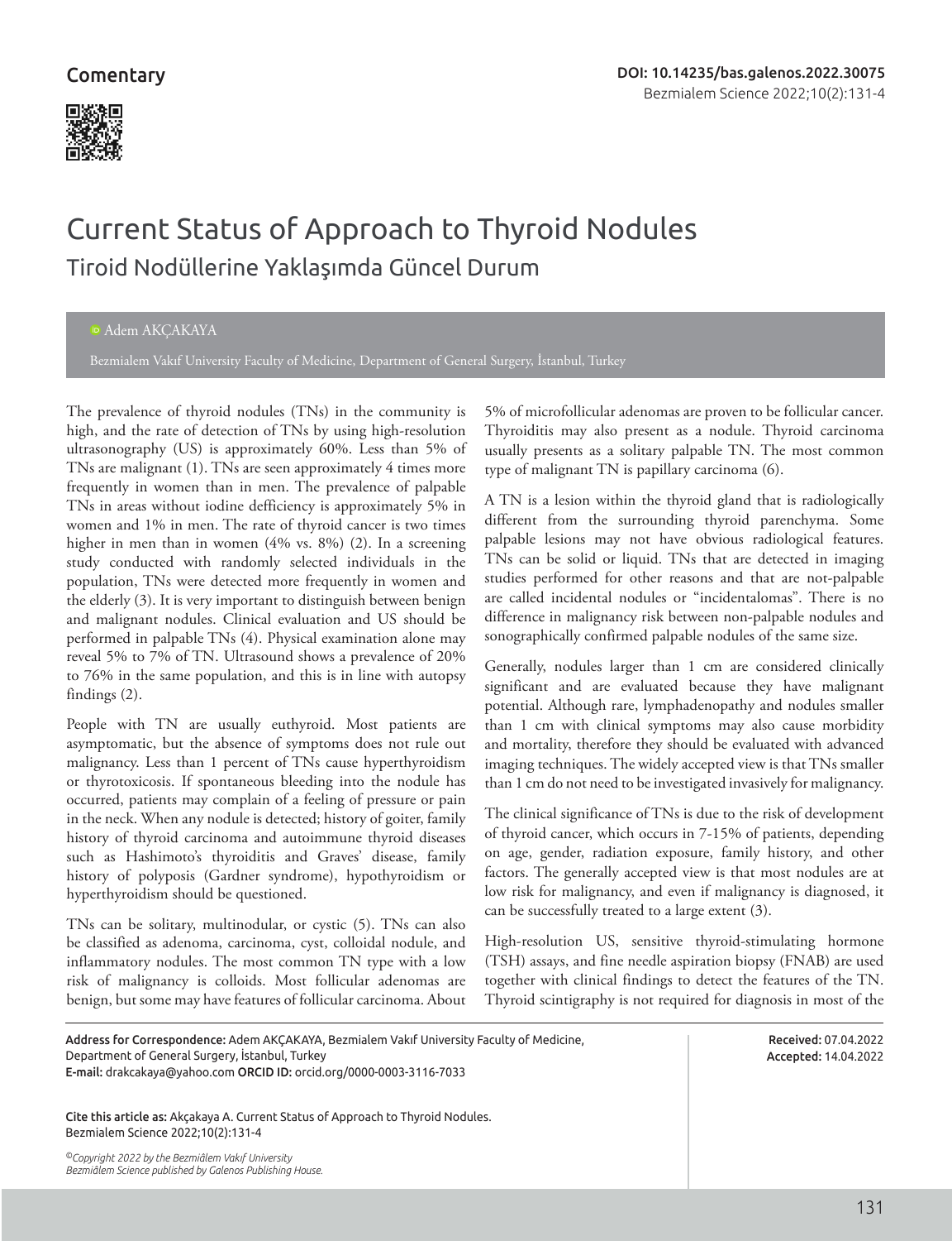Comentary

DOI: 10.14235/bas.galenos.2022.30075

# Current Status of Approach to Thyroid Nodules

## Tiroid Nodüllerine Yaklaşımda Güncel Durum

Adem AKÇAKAYA

Bezmialem Vakıf University Faculty of Medicine, Department of General Surgery, İstanbul, Turkey

The prevalence of thyroid nodules (TNs) in the community is high, and the rate of detection of TNs by using high-resolution ultrasonography (US) is approximately 60%. Less than 5% of TNs are malignant (1). TNs are seen approximately 4 times more frequently in women than in men. The prevalence of palpable TNs in areas without iodine defficiency is approximately 5% in women and 1% in men. The rate of thyroid cancer is two times higher in men than in women (4% vs. 8%) (2). In a screening study conducted with randomly selected individuals in the population, TNs were detected more frequently in women and the elderly (3). It is very important to distinguish between benign and malignant nodules. Clinical evaluation and US should be performed in palpable TNs (4). Physical examination alone may reveal 5% to 7% of TN. Ultrasound shows a prevalence of 20% to 76% in the same population, and this is in line with autopsy findings (2).

People with TN are usually euthyroid. Most patients are asymptomatic, but the absence of symptoms does not rule out malignancy. Less than 1 percent of TNs cause hyperthyroidism or thyrotoxicosis. If spontaneous bleeding into the nodule has occurred, patients may complain of a feeling of pressure or pain in the neck. When any nodule is detected; history of goiter, family history of thyroid carcinoma and autoimmune thyroid diseases such as Hashimoto's thyroiditis and Graves' disease, family history of polyposis (Gardner syndrome), hypothyroidism or hyperthyroidism should be questioned.

TNs can be solitary, multinodular, or cystic (5). TNs can also be classified as adenoma, carcinoma, cyst, colloidal nodule, and inflammatory nodules. The most common TN type with a low risk of malignancy is colloids. Most follicular adenomas are benign, but some may have features of follicular carcinoma. About 5% of microfollicular adenomas are proven to be follicular cancer. Thyroiditis may also present as a nodule. Thyroid carcinoma usually presents as a solitary palpable TN. The most common type of malignant TN is papillary carcinoma (6).

A TN is a lesion within the thyroid gland that is radiologically different from the surrounding thyroid parenchyma. Some palpable lesions may not have obvious radiological features. TNs can be solid or liquid. TNs that are detected in imaging studies performed for other reasons and that are not-palpable are called incidental nodules or "incidentalomas". There is no difference in malignancy risk between non-palpable nodules and sonographically confirmed palpable nodules of the same size.

Generally, nodules larger than 1 cm are considered clinically significant and are evaluated because they have malignant potential. Although rare, lymphadenopathy and nodules smaller than 1 cm with clinical symptoms may also cause morbidity and mortality, therefore they should be evaluated with advanced imaging techniques. The widely accepted view is that TNs smaller than 1 cm do not need to be investigated invasively for malignancy.

The clinical significance of TNs is due to the risk of development of thyroid cancer, which occurs in 7-15% of patients, depending on age, gender, radiation exposure, family history, and other factors. The generally accepted view is that most nodules are at low risk for malignancy, and even if malignancy is diagnosed, it can be successfully treated to a large extent (3).

High-resolution US, sensitive thyroid-stimulating hormone (TSH) assays, and fine needle aspiration biopsy (FNAB) are used together with clinical findings to detect the features of the TN. Thyroid scintigraphy is not required for diagnosis in most of the

**Address for Correspondence:** Adem AKÇAKAYA, Bezmialem Vakıf University Faculty of Medicine, Department of General Surgery, İstanbul, Turkey
**E-mail:** drakcakaya@yahoo.com **ORCID ID:** orcid.org/0000-0003-3116-7033

**Received:** 07.04.2022
**Accepted:** 14.04.2022

**Cite this article as:** Akçakaya A. Current Status of Approach to Thyroid Nodules. Bezmialem Science 2022;10(2):131-4

*©Copyright 2022 by the Bezmiâlem Vakıf University*
*Bezmiâlem Science published by Galenos Publishing House.*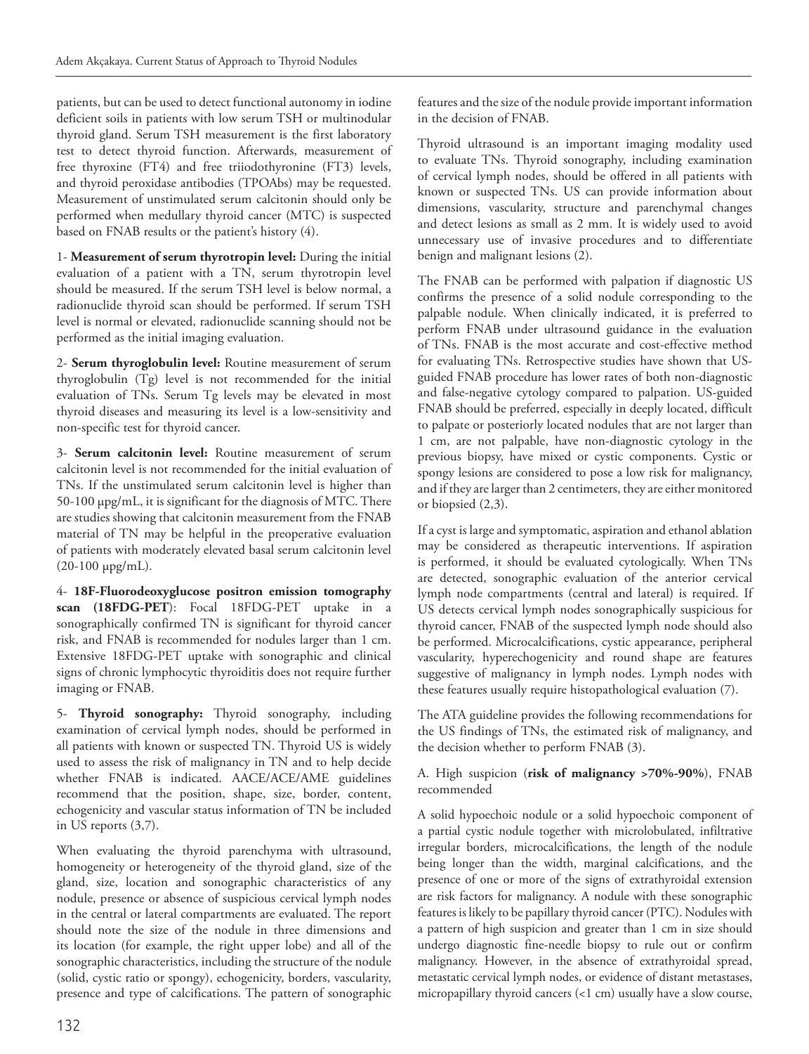patients, but can be used to detect functional autonomy in iodine deficient soils in patients with low serum TSH or multinodular thyroid gland. Serum TSH measurement is the first laboratory test to detect thyroid function. Afterwards, measurement of free thyroxine (FT4) and free triiodothyronine (FT3) levels, and thyroid peroxidase antibodies (TPOAbs) may be requested. Measurement of unstimulated serum calcitonin should only be performed when medullary thyroid cancer (MTC) is suspected based on FNAB results or the patient's history (4).

1- **Measurement of serum thyrotropin level:** During the initial evaluation of a patient with a TN, serum thyrotropin level should be measured. If the serum TSH level is below normal, a radionuclide thyroid scan should be performed. If serum TSH level is normal or elevated, radionuclide scanning should not be performed as the initial imaging evaluation.

2- **Serum thyroglobulin level:** Routine measurement of serum thyroglobulin (Tg) level is not recommended for the initial evaluation of TNs. Serum Tg levels may be elevated in most thyroid diseases and measuring its level is a low-sensitivity and non-specific test for thyroid cancer.

3- **Serum calcitonin level:** Routine measurement of serum calcitonin level is not recommended for the initial evaluation of TNs. If the unstimulated serum calcitonin level is higher than 50-100 µpg/mL, it is significant for the diagnosis of MTC. There are studies showing that calcitonin measurement from the FNAB material of TN may be helpful in the preoperative evaluation of patients with moderately elevated basal serum calcitonin level (20-100 µpg/mL).

4- **18F-Fluorodeoxyglucose positron emission tomography scan (18FDG-PET)**: Focal 18FDG-PET uptake in a sonographically confirmed TN is significant for thyroid cancer risk, and FNAB is recommended for nodules larger than 1 cm. Extensive 18FDG-PET uptake with sonographic and clinical signs of chronic lymphocytic thyroiditis does not require further imaging or FNAB.

5- **Thyroid sonography:** Thyroid sonography, including examination of cervical lymph nodes, should be performed in all patients with known or suspected TN. Thyroid US is widely used to assess the risk of malignancy in TN and to help decide whether FNAB is indicated. AACE/ACE/AME guidelines recommend that the position, shape, size, border, content, echogenicity and vascular status information of TN be included in US reports (3,7).

When evaluating the thyroid parenchyma with ultrasound, homogeneity or heterogeneity of the thyroid gland, size of the gland, size, location and sonographic characteristics of any nodule, presence or absence of suspicious cervical lymph nodes in the central or lateral compartments are evaluated. The report should note the size of the nodule in three dimensions and its location (for example, the right upper lobe) and all of the sonographic characteristics, including the structure of the nodule (solid, cystic ratio or spongy), echogenicity, borders, vascularity, presence and type of calcifications. The pattern of sonographic features and the size of the nodule provide important information in the decision of FNAB.

Thyroid ultrasound is an important imaging modality used to evaluate TNs. Thyroid sonography, including examination of cervical lymph nodes, should be offered in all patients with known or suspected TNs. US can provide information about dimensions, vascularity, structure and parenchymal changes and detect lesions as small as 2 mm. It is widely used to avoid unnecessary use of invasive procedures and to differentiate benign and malignant lesions (2).

The FNAB can be performed with palpation if diagnostic US confirms the presence of a solid nodule corresponding to the palpable nodule. When clinically indicated, it is preferred to perform FNAB under ultrasound guidance in the evaluation of TNs. FNAB is the most accurate and cost-effective method for evaluating TNs. Retrospective studies have shown that US-guided FNAB procedure has lower rates of both non-diagnostic and false-negative cytology compared to palpation. US-guided FNAB should be preferred, especially in deeply located, difficult to palpate or posteriorly located nodules that are not larger than 1 cm, are not palpable, have non-diagnostic cytology in the previous biopsy, have mixed or cystic components. Cystic or spongy lesions are considered to pose a low risk for malignancy, and if they are larger than 2 centimeters, they are either monitored or biopsied (2,3).

If a cyst is large and symptomatic, aspiration and ethanol ablation may be considered as therapeutic interventions. If aspiration is performed, it should be evaluated cytologically. When TNs are detected, sonographic evaluation of the anterior cervical lymph node compartments (central and lateral) is required. If US detects cervical lymph nodes sonographically suspicious for thyroid cancer, FNAB of the suspected lymph node should also be performed. Microcalcifications, cystic appearance, peripheral vascularity, hyperechogenicity and round shape are features suggestive of malignancy in lymph nodes. Lymph nodes with these features usually require histopathological evaluation (7).

The ATA guideline provides the following recommendations for the US findings of TNs, the estimated risk of malignancy, and the decision whether to perform FNAB (3).

A. High suspicion (**risk of malignancy >70%-90%**), FNAB recommended

A solid hypoechoic nodule or a solid hypoechoic component of a partial cystic nodule together with microlobulated, infiltrative irregular borders, microcalcifications, the length of the nodule being longer than the width, marginal calcifications, and the presence of one or more of the signs of extrathyroidal extension are risk factors for malignancy. A nodule with these sonographic features is likely to be papillary thyroid cancer (PTC). Nodules with a pattern of high suspicion and greater than 1 cm in size should undergo diagnostic fine-needle biopsy to rule out or confirm malignancy. However, in the absence of extrathyroidal spread, metastatic cervical lymph nodes, or evidence of distant metastases, micropapillary thyroid cancers (<1 cm) usually have a slow course,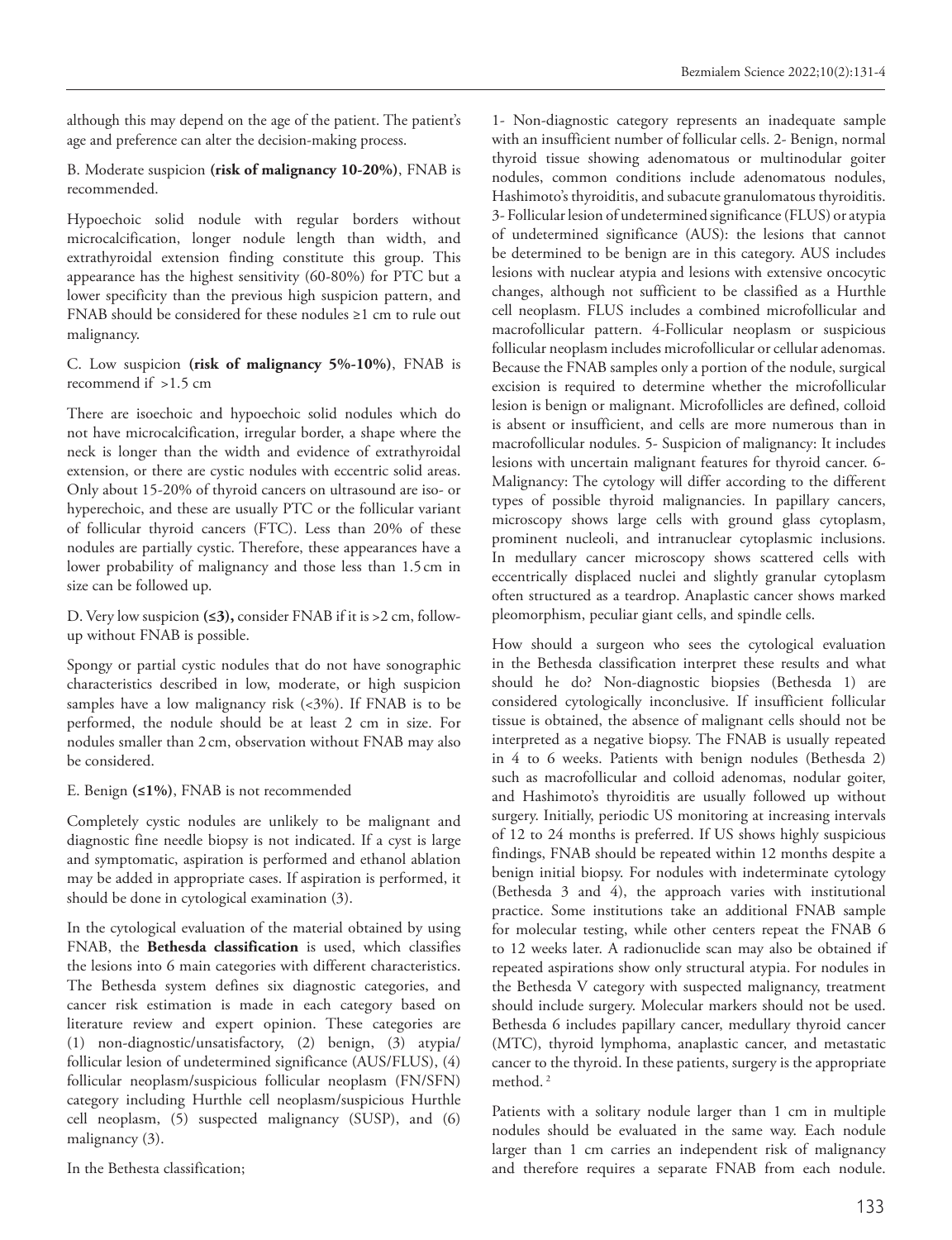although this may depend on the age of the patient. The patient's age and preference can alter the decision-making process.

B. Moderate suspicion **(risk of malignancy 10-20%)**, FNAB is recommended.

Hypoechoic solid nodule with regular borders without microcalcification, longer nodule length than width, and extrathyroidal extension finding constitute this group. This appearance has the highest sensitivity (60-80%) for PTC but a lower specificity than the previous high suspicion pattern, and FNAB should be considered for these nodules ≥1 cm to rule out malignancy.

C. Low suspicion **(risk of malignancy 5%-10%)**, FNAB is recommend if >1.5 cm

There are isoechoic and hypoechoic solid nodules which do not have microcalcification, irregular border, a shape where the neck is longer than the width and evidence of extrathyroidal extension, or there are cystic nodules with eccentric solid areas. Only about 15-20% of thyroid cancers on ultrasound are iso- or hyperechoic, and these are usually PTC or the follicular variant of follicular thyroid cancers (FTC). Less than 20% of these nodules are partially cystic. Therefore, these appearances have a lower probability of malignancy and those less than 1.5 cm in size can be followed up.

D. Very low suspicion **(≤3),** consider FNAB if it is >2 cm, follow-up without FNAB is possible.

Spongy or partial cystic nodules that do not have sonographic characteristics described in low, moderate, or high suspicion samples have a low malignancy risk (<3%). If FNAB is to be performed, the nodule should be at least 2 cm in size. For nodules smaller than 2 cm, observation without FNAB may also be considered.

E. Benign **(≤1%)**, FNAB is not recommended

Completely cystic nodules are unlikely to be malignant and diagnostic fine needle biopsy is not indicated. If a cyst is large and symptomatic, aspiration is performed and ethanol ablation may be added in appropriate cases. If aspiration is performed, it should be done in cytological examination (3).

In the cytological evaluation of the material obtained by using FNAB, the **Bethesda classification** is used, which classifies the lesions into 6 main categories with different characteristics. The Bethesda system defines six diagnostic categories, and cancer risk estimation is made in each category based on literature review and expert opinion. These categories are (1) non-diagnostic/unsatisfactory, (2) benign, (3) atypia/follicular lesion of undetermined significance (AUS/FLUS), (4) follicular neoplasm/suspicious follicular neoplasm (FN/SFN) category including Hurthle cell neoplasm/suspicious Hurthle cell neoplasm, (5) suspected malignancy (SUSP), and (6) malignancy (3).

In the Bethesta classification;

1- Non-diagnostic category represents an inadequate sample with an insufficient number of follicular cells. 2- Benign, normal thyroid tissue showing adenomatous or multinodular goiter nodules, common conditions include adenomatous nodules, Hashimoto's thyroiditis, and subacute granulomatous thyroiditis. 3- Follicular lesion of undetermined significance (FLUS) or atypia of undetermined significance (AUS): the lesions that cannot be determined to be benign are in this category. AUS includes lesions with nuclear atypia and lesions with extensive oncocytic changes, although not sufficient to be classified as a Hurthle cell neoplasm. FLUS includes a combined microfollicular and macrofollicular pattern. 4-Follicular neoplasm or suspicious follicular neoplasm includes microfollicular or cellular adenomas. Because the FNAB samples only a portion of the nodule, surgical excision is required to determine whether the microfollicular lesion is benign or malignant. Microfollicles are defined, colloid is absent or insufficient, and cells are more numerous than in macrofollicular nodules. 5- Suspicion of malignancy: It includes lesions with uncertain malignant features for thyroid cancer. 6- Malignancy: The cytology will differ according to the different types of possible thyroid malignancies. In papillary cancers, microscopy shows large cells with ground glass cytoplasm, prominent nucleoli, and intranuclear cytoplasmic inclusions. In medullary cancer microscopy shows scattered cells with eccentrically displaced nuclei and slightly granular cytoplasm often structured as a teardrop. Anaplastic cancer shows marked pleomorphism, peculiar giant cells, and spindle cells.

How should a surgeon who sees the cytological evaluation in the Bethesda classification interpret these results and what should he do? Non-diagnostic biopsies (Bethesda 1) are considered cytologically inconclusive. If insufficient follicular tissue is obtained, the absence of malignant cells should not be interpreted as a negative biopsy. The FNAB is usually repeated in 4 to 6 weeks. Patients with benign nodules (Bethesda 2) such as macrofollicular and colloid adenomas, nodular goiter, and Hashimoto's thyroiditis are usually followed up without surgery. Initially, periodic US monitoring at increasing intervals of 12 to 24 months is preferred. If US shows highly suspicious findings, FNAB should be repeated within 12 months despite a benign initial biopsy. For nodules with indeterminate cytology (Bethesda 3 and 4), the approach varies with institutional practice. Some institutions take an additional FNAB sample for molecular testing, while other centers repeat the FNAB 6 to 12 weeks later. A radionuclide scan may also be obtained if repeated aspirations show only structural atypia. For nodules in the Bethesda V category with suspected malignancy, treatment should include surgery. Molecular markers should not be used. Bethesda 6 includes papillary cancer, medullary thyroid cancer (MTC), thyroid lymphoma, anaplastic cancer, and metastatic cancer to the thyroid. In these patients, surgery is the appropriate method. [2]

Patients with a solitary nodule larger than 1 cm in multiple nodules should be evaluated in the same way. Each nodule larger than 1 cm carries an independent risk of malignancy and therefore requires a separate FNAB from each nodule.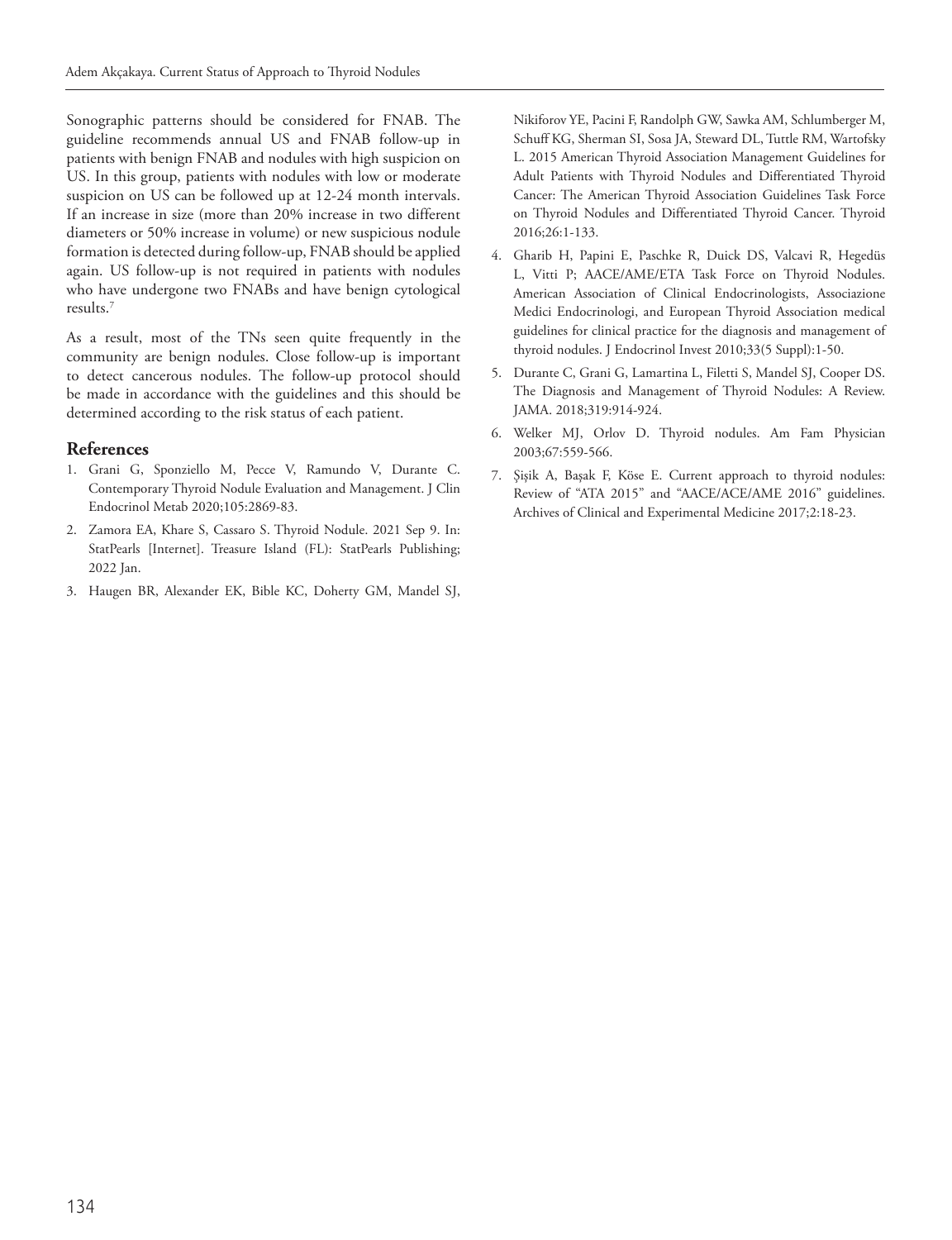Sonographic patterns should be considered for FNAB. The guideline recommends annual US and FNAB follow-up in patients with benign FNAB and nodules with high suspicion on US. In this group, patients with nodules with low or moderate suspicion on US can be followed up at 12-24 month intervals. If an increase in size (more than 20% increase in two different diameters or 50% increase in volume) or new suspicious nodule formation is detected during follow-up, FNAB should be applied again. US follow-up is not required in patients with nodules who have undergone two FNABs and have benign cytological results.[7]

As a result, most of the TNs seen quite frequently in the community are benign nodules. Close follow-up is important to detect cancerous nodules. The follow-up protocol should be made in accordance with the guidelines and this should be determined according to the risk status of each patient.

## References

1. Grani G, Sponziello M, Pecce V, Ramundo V, Durante C. Contemporary Thyroid Nodule Evaluation and Management. J Clin Endocrinol Metab 2020;105:2869-83.
2. Zamora EA, Khare S, Cassaro S. Thyroid Nodule. 2021 Sep 9. In: StatPearls [Internet]. Treasure Island (FL): StatPearls Publishing; 2022 Jan.
3. Haugen BR, Alexander EK, Bible KC, Doherty GM, Mandel SJ, Nikiforov YE, Pacini F, Randolph GW, Sawka AM, Schlumberger M, Schuff KG, Sherman SI, Sosa JA, Steward DL, Tuttle RM, Wartofsky L. 2015 American Thyroid Association Management Guidelines for Adult Patients with Thyroid Nodules and Differentiated Thyroid Cancer: The American Thyroid Association Guidelines Task Force on Thyroid Nodules and Differentiated Thyroid Cancer. Thyroid 2016;26:1-133.
4. Gharib H, Papini E, Paschke R, Duick DS, Valcavi R, Hegedüs L, Vitti P; AACE/AME/ETA Task Force on Thyroid Nodules. American Association of Clinical Endocrinologists, Associazione Medici Endocrinologi, and European Thyroid Association medical guidelines for clinical practice for the diagnosis and management of thyroid nodules. J Endocrinol Invest 2010;33(5 Suppl):1-50.
5. Durante C, Grani G, Lamartina L, Filetti S, Mandel SJ, Cooper DS. The Diagnosis and Management of Thyroid Nodules: A Review. JAMA. 2018;319:914-924.
6. Welker MJ, Orlov D. Thyroid nodules. Am Fam Physician 2003;67:559-566.
7. Şişik A, Başak F, Köse E. Current approach to thyroid nodules: Review of "ATA 2015" and "AACE/ACE/AME 2016" guidelines. Archives of Clinical and Experimental Medicine 2017;2:18-23.